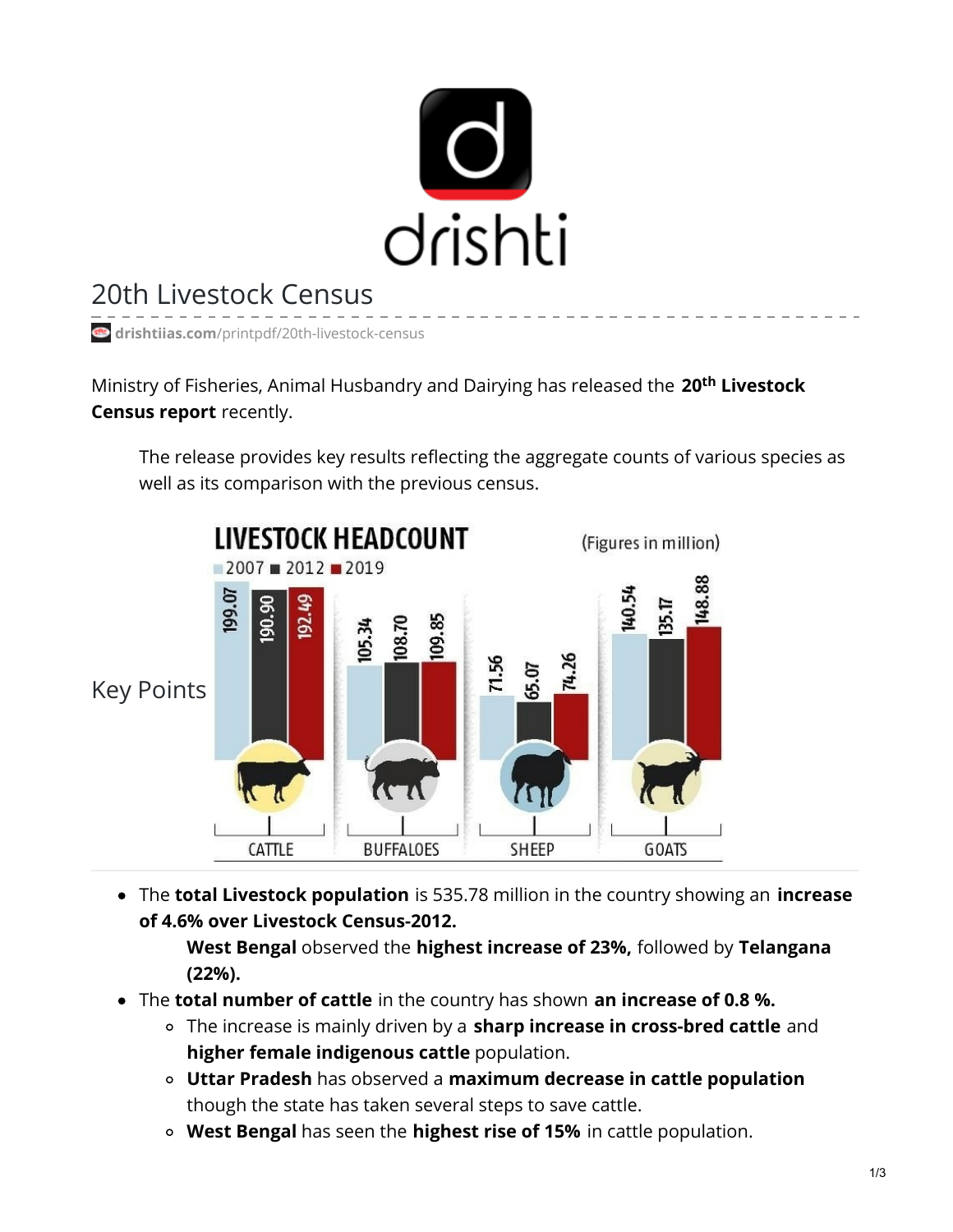# 20th Livestock Census

drishtiias.com/printpdf/20th-livestock-census

Ministry of Fisheries, Animal Husbandry and Dairying has released the **20th Livestock Census report** recently.

> The release provides key results reflecting the aggregate counts of various species as well as its comparison with the previous census.

**LIVESTOCK HEADCOUNT** (Figures in million)

| | 2007 | 2012 | 2019 |
|---|---|---|---|
| CATTLE | 199.07 | 190.90 | 192.49 |
| BUFFALOES | 105.34 | 108.70 | 109.85 |
| SHEEP | 71.56 | 65.07 | 74.26 |
| GOATS | 140.54 | 135.17 | 148.88 |

## Key Points

- The **total Livestock population** is 535.78 million in the country showing an **increase of 4.6% over Livestock Census-2012.**
  - **West Bengal** observed the **highest increase of 23%,** followed by **Telangana (22%).**
- The **total number of cattle** in the country has shown **an increase of 0.8 %.**
  - The increase is mainly driven by a **sharp increase in cross-bred cattle** and **higher female indigenous cattle** population.
  - **Uttar Pradesh** has observed a **maximum decrease in cattle population** though the state has taken several steps to save cattle.
  - **West Bengal** has seen the **highest rise of 15%** in cattle population.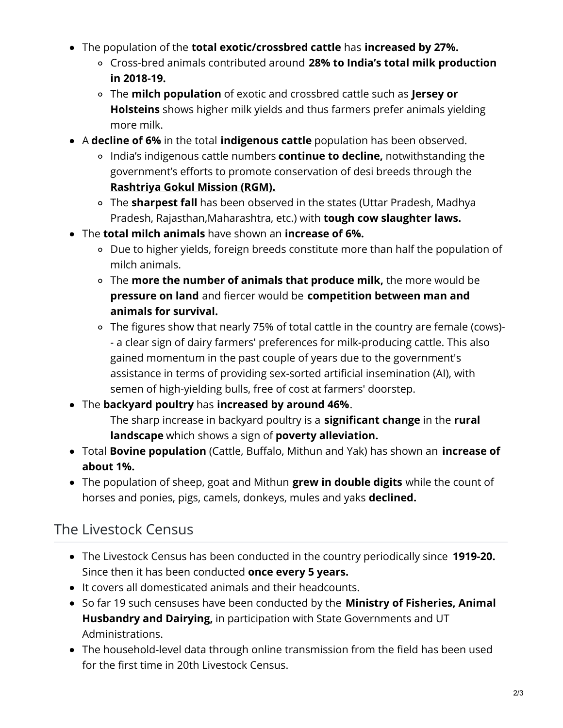- The population of the **total exotic/crossbred cattle** has **increased by 27%.**
    - Cross-bred animals contributed around **28% to India's total milk production in 2018-19.**
    - The **milch population** of exotic and crossbred cattle such as **Jersey or Holsteins** shows higher milk yields and thus farmers prefer animals yielding more milk.
- A **decline of 6%** in the total **indigenous cattle** population has been observed.
    - India's indigenous cattle numbers **continue to decline,** notwithstanding the government's efforts to promote conservation of desi breeds through the **Rashtriya Gokul Mission (RGM).**
    - The **sharpest fall** has been observed in the states (Uttar Pradesh, Madhya Pradesh, Rajasthan,Maharashtra, etc.) with **tough cow slaughter laws.**
- The **total milch animals** have shown an **increase of 6%.**
    - Due to higher yields, foreign breeds constitute more than half the population of milch animals.
    - The **more the number of animals that produce milk,** the more would be **pressure on land** and fiercer would be **competition between man and animals for survival.**
    - The figures show that nearly 75% of total cattle in the country are female (cows)-- a clear sign of dairy farmers' preferences for milk-producing cattle. This also gained momentum in the past couple of years due to the government's assistance in terms of providing sex-sorted artificial insemination (AI), with semen of high-yielding bulls, free of cost at farmers' doorstep.
- The **backyard poultry** has **increased by around 46%**.
  The sharp increase in backyard poultry is a **significant change** in the **rural landscape** which shows a sign of **poverty alleviation.**
- Total **Bovine population** (Cattle, Buffalo, Mithun and Yak) has shown an **increase of about 1%.**
- The population of sheep, goat and Mithun **grew in double digits** while the count of horses and ponies, pigs, camels, donkeys, mules and yaks **declined.**

## The Livestock Census

- The Livestock Census has been conducted in the country periodically since **1919-20.** Since then it has been conducted **once every 5 years.**
- It covers all domesticated animals and their headcounts.
- So far 19 such censuses have been conducted by the **Ministry of Fisheries, Animal Husbandry and Dairying,** in participation with State Governments and UT Administrations.
- The household-level data through online transmission from the field has been used for the first time in 20th Livestock Census.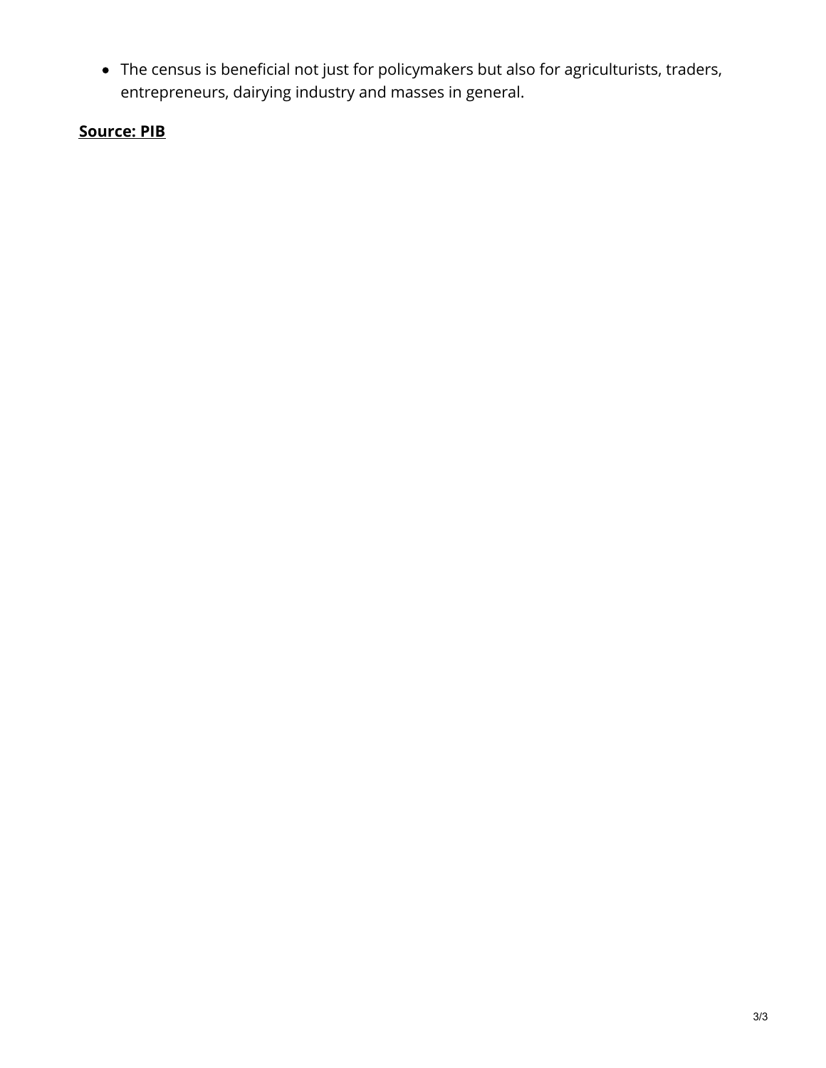- The census is beneficial not just for policymakers but also for agriculturists, traders, entrepreneurs, dairying industry and masses in general.

**Source: PIB**